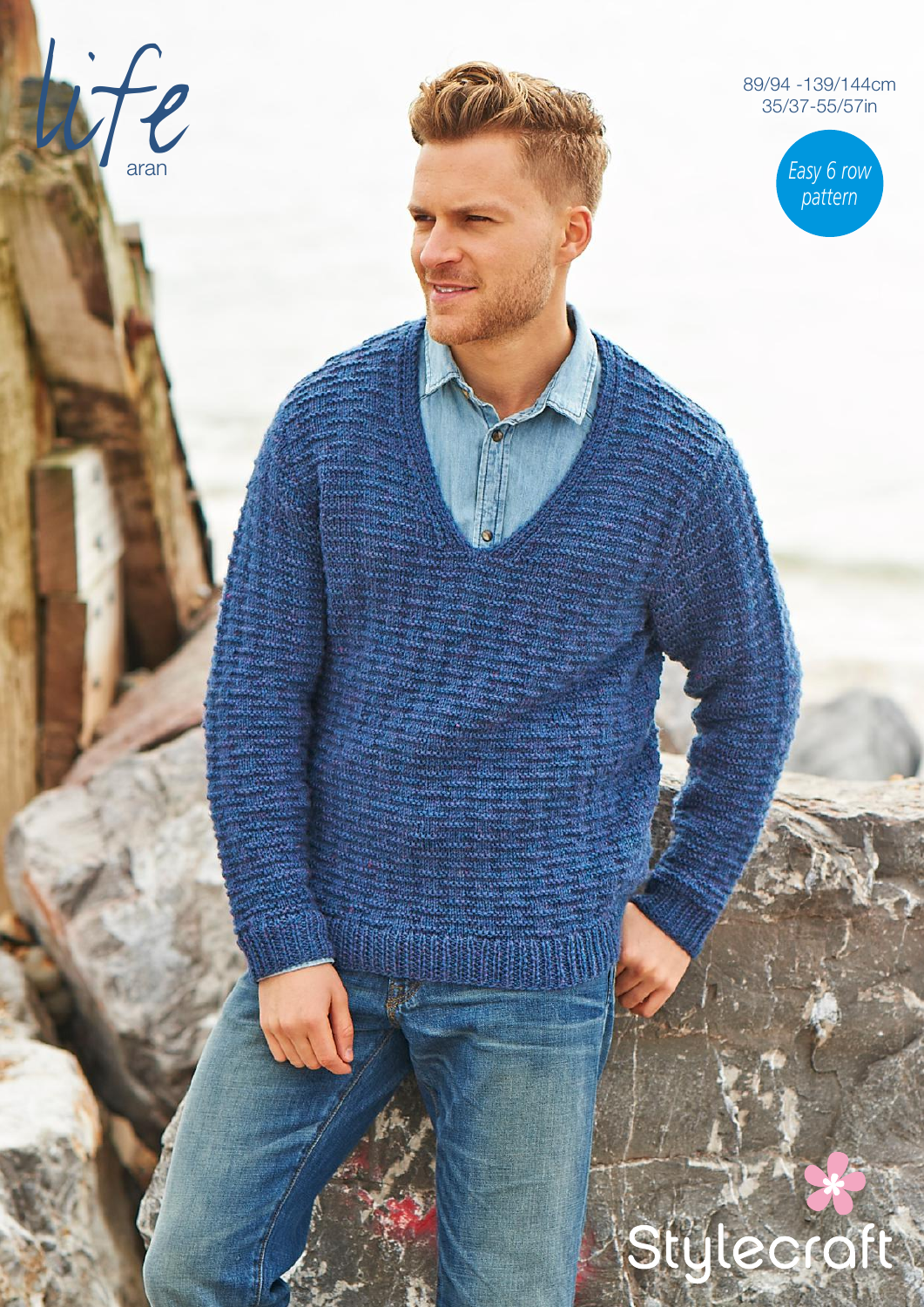life

aran

89/94 -139/144cm
35/37-55/57in

Easy 6 row pattern

Stylecraft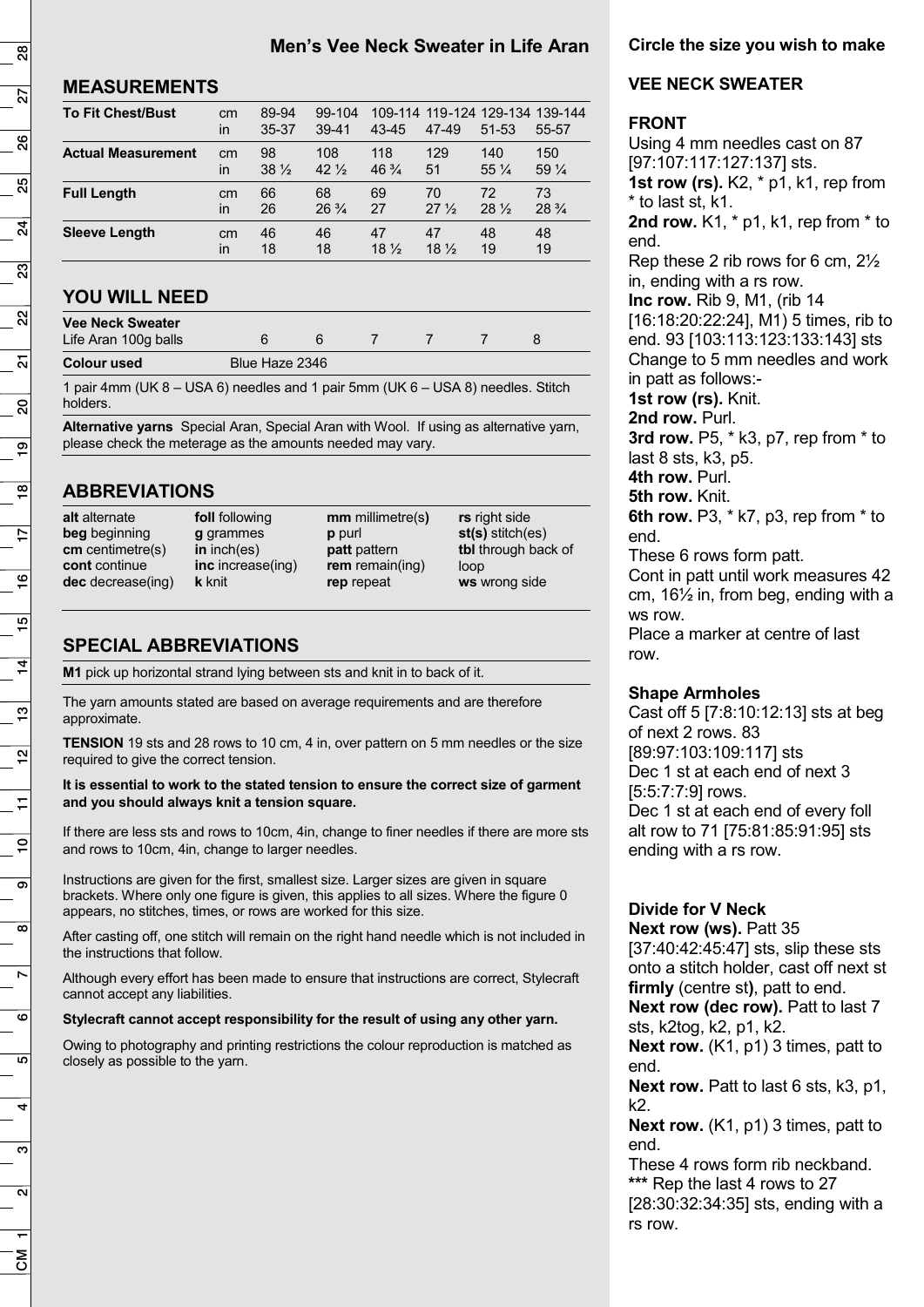## Men's Vee Neck Sweater in Life Aran

### MEASUREMENTS

| To Fit Chest/Bust | | | | | | | |
|---|---|---|---|---|---|---|---|
| To Fit Chest/Bust | cm | 89-94 | 99-104 | 109-114 | 119-124 | 129-134 | 139-144 |
| | in | 35-37 | 39-41 | 43-45 | 47-49 | 51-53 | 55-57 |
| **Actual Measurement** | cm | 98 | 108 | 118 | 129 | 140 | 150 |
| | in | 38 ½ | 42 ½ | 46 ¾ | 51 | 55 ¼ | 59 ¼ |
| **Full Length** | cm | 66 | 68 | 69 | 70 | 72 | 73 |
| | in | 26 | 26 ¾ | 27 | 27 ½ | 28 ½ | 28 ¾ |
| **Sleeve Length** | cm | 46 | 46 | 47 | 47 | 48 | 48 |
| | in | 18 | 18 | 18 ½ | 18 ½ | 19 | 19 |

### YOU WILL NEED

| | | | | | | |
|---|---|---|---|---|---|---|
| **Vee Neck Sweater** Life Aran 100g balls | 6 | 6 | 7 | 7 | 7 | 8 |
| **Colour used** | Blue Haze 2346 | | | | | |

1 pair 4mm (UK 8 – USA 6) needles and 1 pair 5mm (UK 6 – USA 8) needles. Stitch holders.

**Alternative yarns** Special Aran, Special Aran with Wool. If using as alternative yarn, please check the meterage as the amounts needed may vary.

### ABBREVIATIONS

**alt** alternate
**beg** beginning
**cm** centimetre(s)
**cont** continue
**dec** decrease(ing)
**foll** following
**g** grammes
**in** inch(es)
**inc** increase(ing)
**k** knit
**mm** millimetre(s)
**p** purl
**patt** pattern
**rem** remain(ing)
**rep** repeat
**rs** right side
**st(s)** stitch(es)
**tbl** through back of loop
**ws** wrong side

### SPECIAL ABBREVIATIONS

**M1** pick up horizontal strand lying between sts and knit in to back of it.

The yarn amounts stated are based on average requirements and are therefore approximate.

**TENSION** 19 sts and 28 rows to 10 cm, 4 in, over pattern on 5 mm needles or the size required to give the correct tension.

**It is essential to work to the stated tension to ensure the correct size of garment and you should always knit a tension square.**

If there are less sts and rows to 10cm, 4in, change to finer needles if there are more sts and rows to 10cm, 4in, change to larger needles.

Instructions are given for the first, smallest size. Larger sizes are given in square brackets. Where only one figure is given, this applies to all sizes. Where the figure 0 appears, no stitches, times, or rows are worked for this size.

After casting off, one stitch will remain on the right hand needle which is not included in the instructions that follow.

Although every effort has been made to ensure that instructions are correct, Stylecraft cannot accept any liabilities.

**Stylecraft cannot accept responsibility for the result of using any other yarn.**

Owing to photography and printing restrictions the colour reproduction is matched as closely as possible to the yarn.

**Circle the size you wish to make**

### VEE NECK SWEATER

### FRONT

Using 4 mm needles cast on 87 [97:107:117:127:137] sts.
**1st row (rs).** K2, * p1, k1, rep from * to last st, k1.
**2nd row.** K1, * p1, k1, rep from * to end.
Rep these 2 rib rows for 6 cm, 2½ in, ending with a rs row.
**Inc row.** Rib 9, M1, (rib 14 [16:18:20:22:24], M1) 5 times, rib to end. 93 [103:113:123:133:143] sts
Change to 5 mm needles and work in patt as follows:-
**1st row (rs).** Knit.
**2nd row.** Purl.
**3rd row.** P5, * k3, p7, rep from * to last 8 sts, k3, p5.
**4th row.** Purl.
**5th row.** Knit.
**6th row.** P3, * k7, p3, rep from * to end.
These 6 rows form patt.
Cont in patt until work measures 42 cm, 16½ in, from beg, ending with a ws row.
Place a marker at centre of last row.

**Shape Armholes**
Cast off 5 [7:8:10:12:13] sts at beg of next 2 rows. 83 [89:97:103:109:117] sts
Dec 1 st at each end of next 3 [5:5:7:7:9] rows.
Dec 1 st at each end of every foll alt row to 71 [75:81:85:91:95] sts ending with a rs row.

**Divide for V Neck**
**Next row (ws).** Patt 35 [37:40:42:45:47] sts, slip these sts onto a stitch holder, cast off next st **firmly** (centre st**)**, patt to end.
**Next row (dec row).** Patt to last 7 sts, k2tog, k2, p1, k2.
**Next row.** (K1, p1) 3 times, patt to end.
**Next row.** Patt to last 6 sts, k3, p1, k2.
**Next row.** (K1, p1) 3 times, patt to end.
These 4 rows form rib neckband.
**\*\*\*** Rep the last 4 rows to 27 [28:30:32:34:35] sts, ending with a rs row.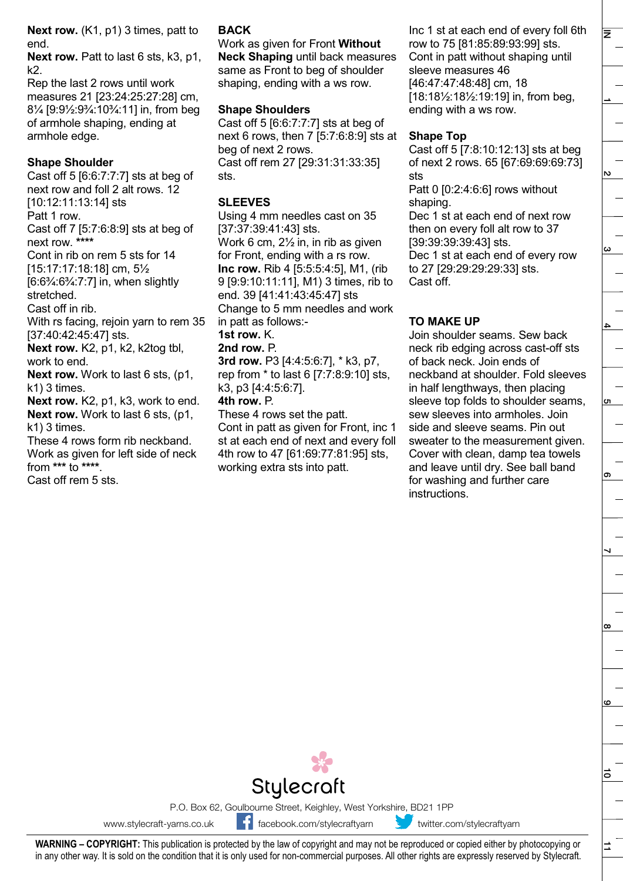**Next row.** (K1, p1) 3 times, patt to end.
**Next row.** Patt to last 6 sts, k3, p1, k2.
Rep the last 2 rows until work measures 21 [23:24:25:27:28] cm, 8¼ [9:9½:9¾:10¾:11] in, from beg of armhole shaping, ending at armhole edge.

## Shape Shoulder

Cast off 5 [6:6:7:7:7] sts at beg of next row and foll 2 alt rows. 12 [10:12:11:13:14] sts
Patt 1 row.
Cast off 7 [5:7:6:8:9] sts at beg of next row. ****
Cont in rib on rem 5 sts for 14 [15:17:17:18:18] cm, 5½ [6:6¾:6¾:7:7] in, when slightly stretched.
Cast off in rib.
With rs facing, rejoin yarn to rem 35 [37:40:42:45:47] sts.
**Next row.** K2, p1, k2, k2tog tbl, work to end.
**Next row.** Work to last 6 sts, (p1, k1) 3 times.
**Next row.** K2, p1, k3, work to end.
**Next row.** Work to last 6 sts, (p1, k1) 3 times.
These 4 rows form rib neckband.
Work as given for left side of neck from *** to ****.
Cast off rem 5 sts.

## BACK

Work as given for Front **Without Neck Shaping** until back measures same as Front to beg of shoulder shaping, ending with a ws row.

## Shape Shoulders

Cast off 5 [6:6:7:7:7] sts at beg of next 6 rows, then 7 [5:7:6:8:9] sts at beg of next 2 rows.
Cast off rem 27 [29:31:31:33:35] sts.

## SLEEVES

Using 4 mm needles cast on 35 [37:37:39:41:43] sts.
Work 6 cm, 2½ in, in rib as given for Front, ending with a rs row.
**Inc row.** Rib 4 [5:5:5:4:5], M1, (rib 9 [9:9:10:11:11], M1) 3 times, rib to end. 39 [41:41:43:45:47] sts
Change to 5 mm needles and work in patt as follows:-
**1st row.** K.
**2nd row.** P.
**3rd row.** P3 [4:4:5:6:7], * k3, p7, rep from * to last 6 [7:7:8:9:10] sts, k3, p3 [4:4:5:6:7].
**4th row.** P.
These 4 rows set the patt.
Cont in patt as given for Front, inc 1 st at each end of next and every foll 4th row to 47 [61:69:77:81:95] sts, working extra sts into patt.
Inc 1 st at each end of every foll 6th row to 75 [81:85:89:93:99] sts.
Cont in patt without shaping until sleeve measures 46 [46:47:47:48:48] cm, 18 [18:18½:18½:19:19] in, from beg, ending with a ws row.

## Shape Top

Cast off 5 [7:8:10:12:13] sts at beg of next 2 rows. 65 [67:69:69:69:73] sts
Patt 0 [0:2:4:6:6] rows without shaping.
Dec 1 st at each end of next row then on every foll alt row to 37 [39:39:39:39:43] sts.
Dec 1 st at each end of every row to 27 [29:29:29:29:33] sts.
Cast off.

## TO MAKE UP

Join shoulder seams. Sew back neck rib edging across cast-off sts of back neck. Join ends of neckband at shoulder. Fold sleeves in half lengthways, then placing sleeve top folds to shoulder seams, sew sleeves into armholes. Join side and sleeve seams. Pin out sweater to the measurement given. Cover with clean, damp tea towels and leave until dry. See ball band for washing and further care instructions.

Stylecraft

P.O. Box 62, Goulbourne Street, Keighley, West Yorkshire, BD21 1PP

www.stylecraft-yarns.co.uk facebook.com/stylecraftyarn twitter.com/stylecraftyarn

**WARNING – COPYRIGHT:** This publication is protected by the law of copyright and may not be reproduced or copied either by photocopying or in any other way. It is sold on the condition that it is only used for non-commercial purposes. All other rights are expressly reserved by Stylecraft.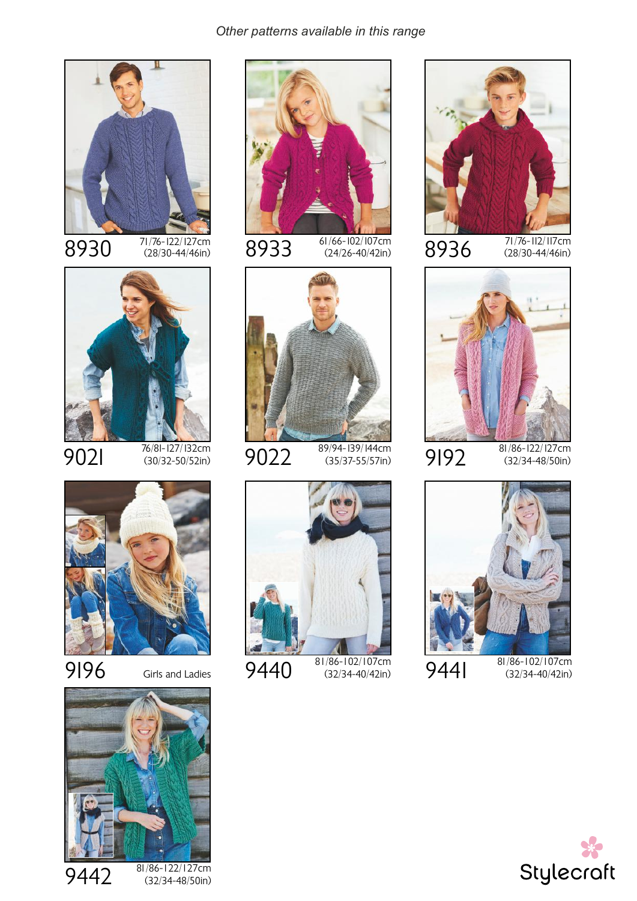*Other patterns available in this range*

8930 71/76-122/127cm (28/30-44/46in)

8933 61/66-102/107cm (24/26-40/42in)

8936 71/76-112/117cm (28/30-44/46in)

9021 76/81-127/132cm (30/32-50/52in)

9022 89/94-139/144cm (35/37-55/57in)

9192 81/86-122/127cm (32/34-48/50in)

9196 Girls and Ladies

9440 81/86-102/107cm (32/34-40/42in)

9441 81/86-102/107cm (32/34-40/42in)

9442 81/86-122/127cm (32/34-48/50in)

Stylecraft